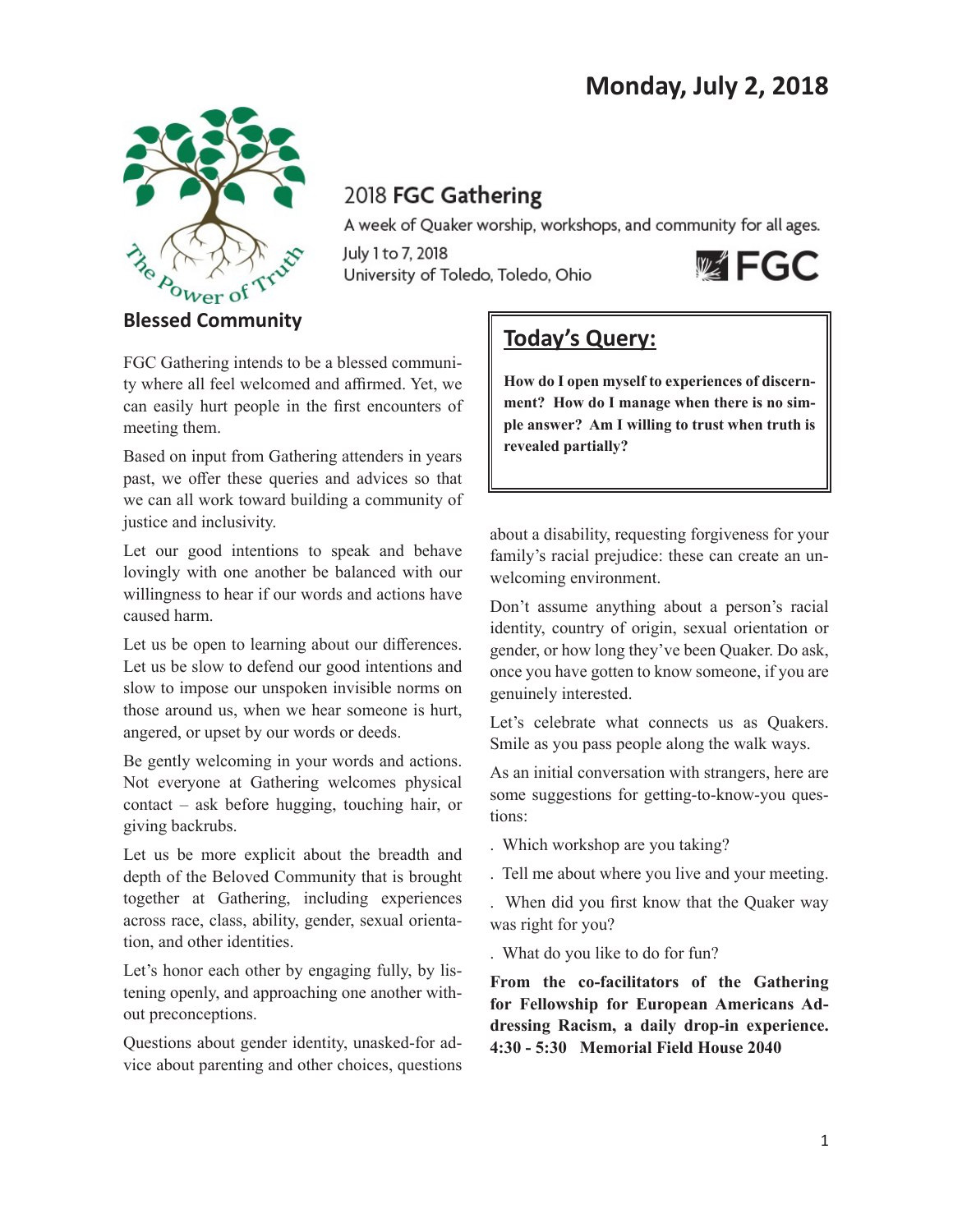# Monday, July 2, 2018

The Power of Truth

## 2018 FGC Gathering

A week of Quaker worship, workshops, and community for all ages.

July 1 to 7, 2018
University of Toledo, Toledo, Ohio

FGC

## Blessed Community

FGC Gathering intends to be a blessed community where all feel welcomed and affirmed. Yet, we can easily hurt people in the first encounters of meeting them.

Based on input from Gathering attenders in years past, we offer these queries and advices so that we can all work toward building a community of justice and inclusivity.

Let our good intentions to speak and behave lovingly with one another be balanced with our willingness to hear if our words and actions have caused harm.

Let us be open to learning about our differences. Let us be slow to defend our good intentions and slow to impose our unspoken invisible norms on those around us, when we hear someone is hurt, angered, or upset by our words or deeds.

Be gently welcoming in your words and actions. Not everyone at Gathering welcomes physical contact – ask before hugging, touching hair, or giving backrubs.

Let us be more explicit about the breadth and depth of the Beloved Community that is brought together at Gathering, including experiences across race, class, ability, gender, sexual orientation, and other identities.

Let's honor each other by engaging fully, by listening openly, and approaching one another without preconceptions.

Questions about gender identity, unasked-for advice about parenting and other choices, questions about a disability, requesting forgiveness for your family's racial prejudice: these can create an unwelcoming environment.

Don't assume anything about a person's racial identity, country of origin, sexual orientation or gender, or how long they've been Quaker. Do ask, once you have gotten to know someone, if you are genuinely interested.

Let's celebrate what connects us as Quakers. Smile as you pass people along the walk ways.

As an initial conversation with strangers, here are some suggestions for getting-to-know-you questions:

- Which workshop are you taking?
- Tell me about where you live and your meeting.
- When did you first know that the Quaker way was right for you?
- What do you like to do for fun?

**From the co-facilitators of the Gathering for Fellowship for European Americans Addressing Racism, a daily drop-in experience. 4:30 - 5:30 Memorial Field House 2040**

## Today's Query:

**How do I open myself to experiences of discernment? How do I manage when there is no simple answer? Am I willing to trust when truth is revealed partially?**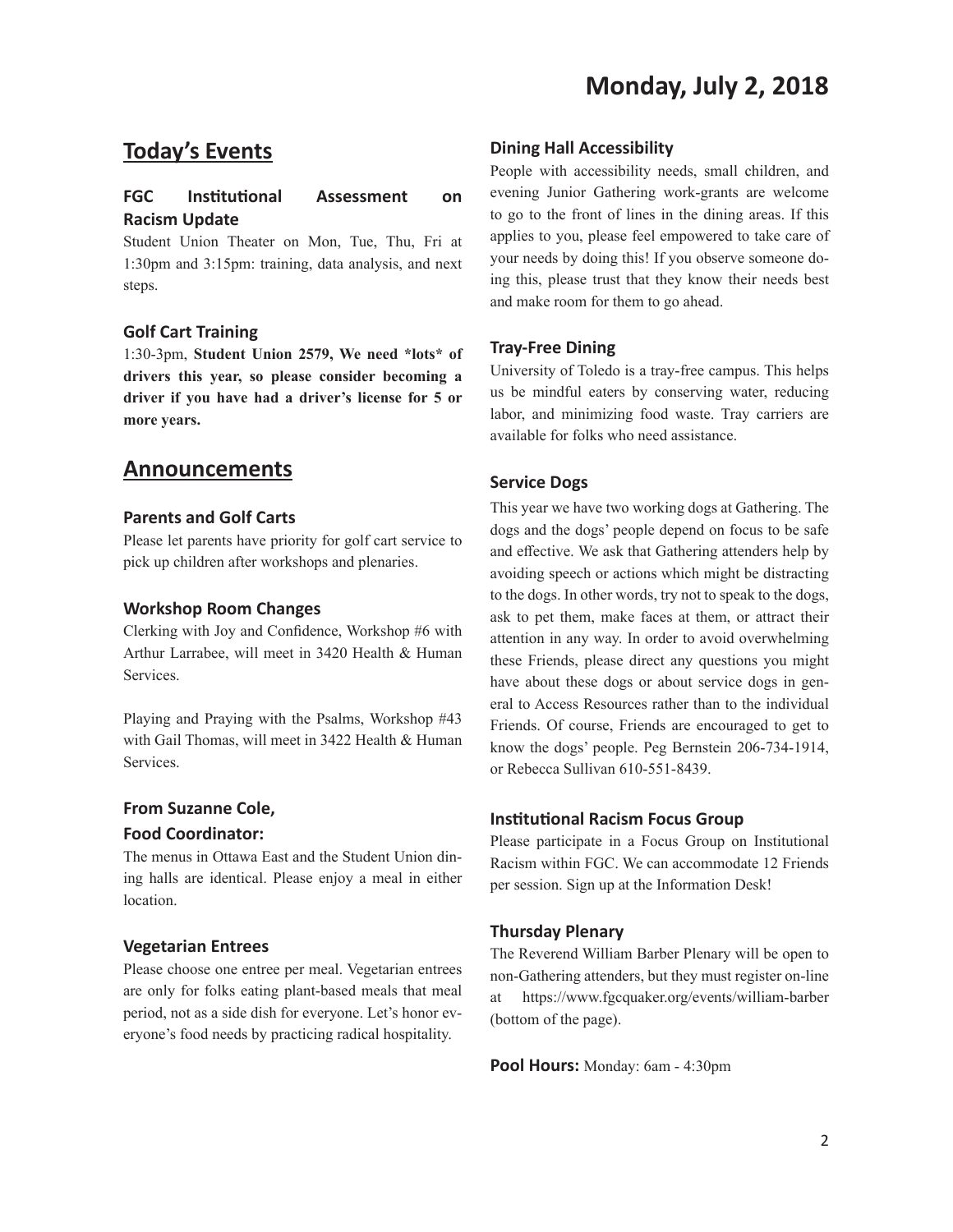# Monday, July 2, 2018

## Today's Events

### FGC Institutional Assessment on Racism Update

Student Union Theater on Mon, Tue, Thu, Fri at 1:30pm and 3:15pm: training, data analysis, and next steps.

### Golf Cart Training

1:30-3pm, **Student Union 2579, We need *lots* of drivers this year, so please consider becoming a driver if you have had a driver's license for 5 or more years.**

## Announcements

### Parents and Golf Carts

Please let parents have priority for golf cart service to pick up children after workshops and plenaries.

### Workshop Room Changes

Clerking with Joy and Confidence, Workshop #6 with Arthur Larrabee, will meet in 3420 Health & Human Services.

Playing and Praying with the Psalms, Workshop #43 with Gail Thomas, will meet in 3422 Health & Human Services.

### From Suzanne Cole, Food Coordinator:

The menus in Ottawa East and the Student Union dining halls are identical. Please enjoy a meal in either location.

### Vegetarian Entrees

Please choose one entree per meal. Vegetarian entrees are only for folks eating plant-based meals that meal period, not as a side dish for everyone. Let's honor everyone's food needs by practicing radical hospitality.

### Dining Hall Accessibility

People with accessibility needs, small children, and evening Junior Gathering work-grants are welcome to go to the front of lines in the dining areas. If this applies to you, please feel empowered to take care of your needs by doing this! If you observe someone doing this, please trust that they know their needs best and make room for them to go ahead.

### Tray-Free Dining

University of Toledo is a tray-free campus. This helps us be mindful eaters by conserving water, reducing labor, and minimizing food waste. Tray carriers are available for folks who need assistance.

### Service Dogs

This year we have two working dogs at Gathering. The dogs and the dogs' people depend on focus to be safe and effective. We ask that Gathering attenders help by avoiding speech or actions which might be distracting to the dogs. In other words, try not to speak to the dogs, ask to pet them, make faces at them, or attract their attention in any way. In order to avoid overwhelming these Friends, please direct any questions you might have about these dogs or about service dogs in general to Access Resources rather than to the individual Friends. Of course, Friends are encouraged to get to know the dogs' people. Peg Bernstein 206-734-1914, or Rebecca Sullivan 610-551-8439.

### Institutional Racism Focus Group

Please participate in a Focus Group on Institutional Racism within FGC. We can accommodate 12 Friends per session. Sign up at the Information Desk!

### Thursday Plenary

The Reverend William Barber Plenary will be open to non-Gathering attenders, but they must register on-line at https://www.fgcquaker.org/events/william-barber (bottom of the page).

**Pool Hours:** Monday: 6am - 4:30pm